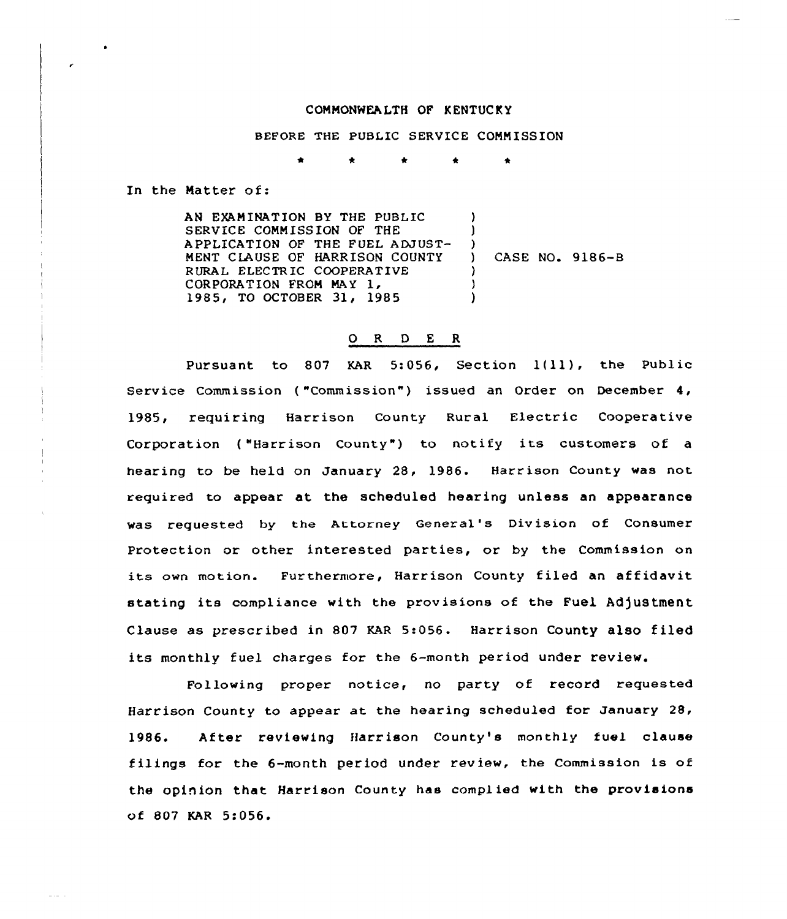COMMONWEALTH OF KENTUCKY

BEFORE THE PUBLIC SERVICE COMMISSION

\* \* \* \* \*

In the Matter of:

| | | |
|---|---|---|
| AN EXAMINATION BY THE PUBLIC SERVICE COMMISSION OF THE APPLICATION OF THE FUEL ADJUSTMENT CLAUSE OF HARRISON COUNTY RURAL ELECTRIC COOPERATIVE CORPORATION FROM MAY 1, 1985, TO OCTOBER 31, 1985 | ) | CASE NO. 9186-B |

## O R D E R

Pursuant to 807 KAR 5:056, Section 1(11), the Public Service Commission ("Commission") issued an Order on December 4, 1985, requiring Harrison County Rural Electric Cooperative Corporation ("Harrison County") to notify its customers of a hearing to be held on January 28, 1986. Harrison County was not required to appear at the scheduled hearing unless an appearance was requested by the Attorney General's Division of Consumer Protection or other interested parties, or by the Commission on its own motion. Furthermore, Harrison County filed an affidavit stating its compliance with the provisions of the Fuel Adjustment Clause as prescribed in 807 KAR 5:056. Harrison County also filed its monthly fuel charges for the 6-month period under review.

Following proper notice, no party of record requested Harrison County to appear at the hearing scheduled for January 28, 1986. After reviewing Harrison County's monthly fuel clause filings for the 6-month period under review, the Commission is of the opinion that Harrison County has complied with the provisions of 807 KAR 5:056.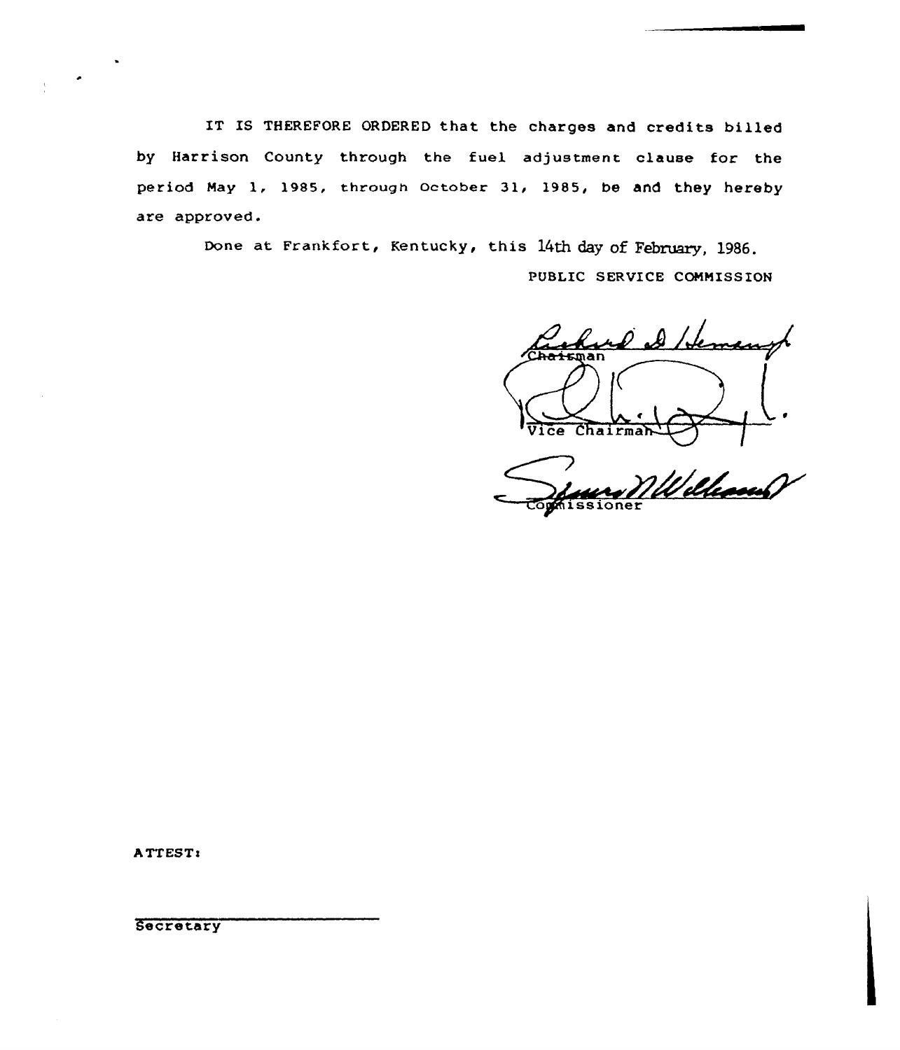IT IS THEREFORE ORDERED that the charges and credits billed by Harrison County through the fuel adjustment clause for the period May 1, 1985, through October 31, 1985, be and they hereby are approved.

Done at Frankfort, Kentucky, this 14th day of February, 1986.

PUBLIC SERVICE COMMISSION

Chairman

Vice Chairman

Commissioner

ATTEST:

Secretary